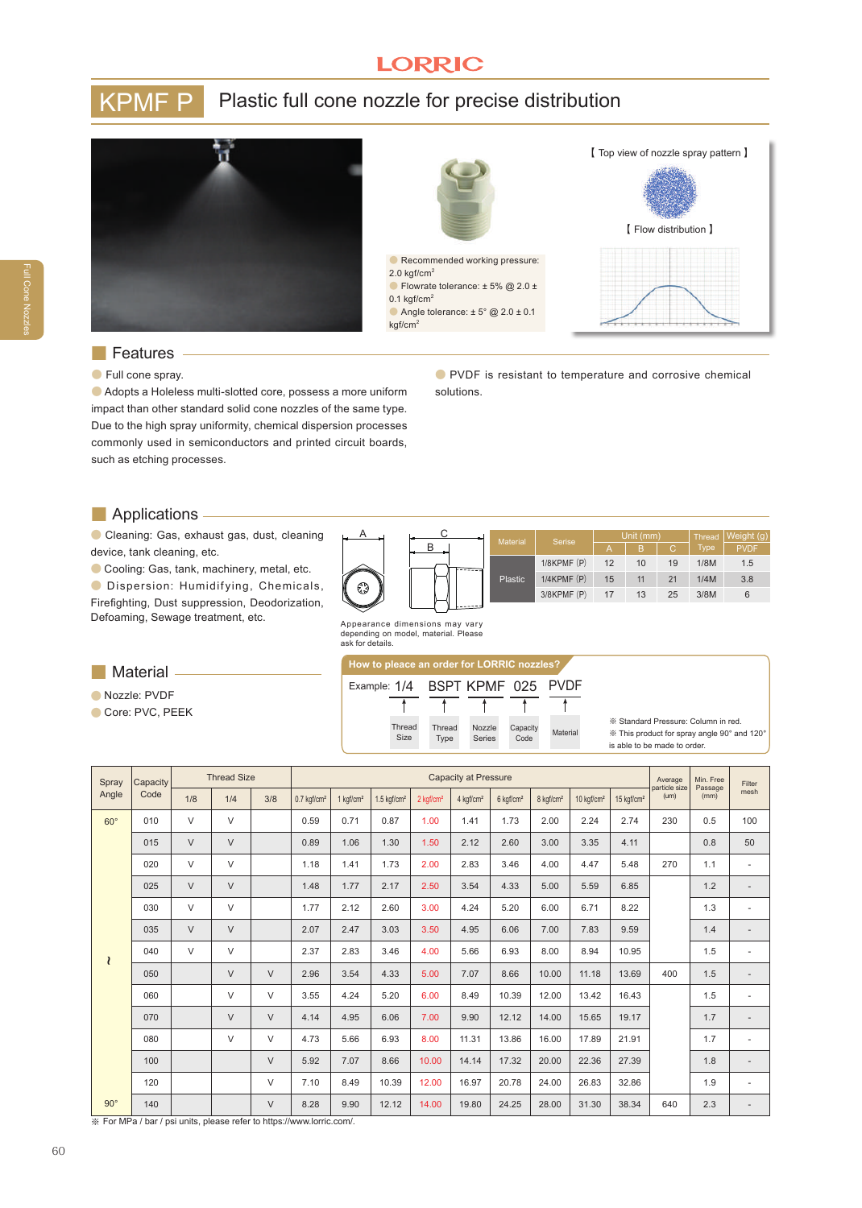# KPMF P Plastic full cone nozzle for precise distribution

- Recommended working pressure: 2.0 kgf/cm²
- Flowrate tolerance: ± 5% @ 2.0 ± 0.1 kgf/cm²
- Angle tolerance: ± 5° @ 2.0 ± 0.1 kgf/cm²

【 Top view of nozzle spray pattern 】

【 Flow distribution 】

## Features

- Full cone spray.
- Adopts a Holeless multi-slotted core, possess a more uniform impact than other standard solid cone nozzles of the same type. Due to the high spray uniformity, chemical dispersion processes commonly used in semiconductors and printed circuit boards, such as etching processes.
- PVDF is resistant to temperature and corrosive chemical solutions.

## Applications

- Cleaning: Gas, exhaust gas, dust, cleaning device, tank cleaning, etc.
- Cooling: Gas, tank, machinery, metal, etc.
- Dispersion: Humidifying, Chemicals, Firefighting, Dust suppression, Deodorization, Defoaming, Sewage treatment, etc.

Appearance dimensions may vary depending on model, material. Please ask for details.

| Material | Serise | Unit (mm) A | B | C | Thread Type | Weight (g) PVDF |
|---|---|---|---|---|---|---|
| Plastic | 1/8KPMF (P) | 12 | 10 | 19 | 1/8M | 1.5 |
| | 1/4KPMF (P) | 15 | 11 | 21 | 1/4M | 3.8 |
| | 3/8KPMF (P) | 17 | 13 | 25 | 3/8M | 6 |

## Material

- Nozzle: PVDF
- Core: PVC, PEEK

**How to pleace an order for LORRIC nozzles?**

Example: 1/4 BSPT KPMF 025 PVDF

- 1/4: Thread Size
- BSPT: Thread Type
- KPMF: Nozzle Series
- 025: Capacity Code
- PVDF: Material

※ Standard Pressure: Column in red.
※ This product for spray angle 90° and 120° is able to be made to order.

| Spray Angle | Capacity Code | Thread Size 1/8 | 1/4 | 3/8 | Capacity at Pressure 0.7 kgf/cm² | 1 kgf/cm² | 1.5 kgf/cm² | 2 kgf/cm² | 4 kgf/cm² | 6 kgf/cm² | 8 kgf/cm² | 10 kgf/cm² | 15 kgf/cm² | Average particle size (um) | Min. Free Passage (mm) | Filter mesh |
|---|---|---|---|---|---|---|---|---|---|---|---|---|---|---|---|---|
| 60° | 010 | V | V | | 0.59 | 0.71 | 0.87 | 1.00 | 1.41 | 1.73 | 2.00 | 2.24 | 2.74 | 230 | 0.5 | 100 |
| | 015 | V | V | | 0.89 | 1.06 | 1.30 | 1.50 | 2.12 | 2.60 | 3.00 | 3.35 | 4.11 | | 0.8 | 50 |
| | 020 | V | V | | 1.18 | 1.41 | 1.73 | 2.00 | 2.83 | 3.46 | 4.00 | 4.47 | 5.48 | 270 | 1.1 | - |
| | 025 | V | V | | 1.48 | 1.77 | 2.17 | 2.50 | 3.54 | 4.33 | 5.00 | 5.59 | 6.85 | | 1.2 | - |
| | 030 | V | V | | 1.77 | 2.12 | 2.60 | 3.00 | 4.24 | 5.20 | 6.00 | 6.71 | 8.22 | | 1.3 | - |
| | 035 | V | V | | 2.07 | 2.47 | 3.03 | 3.50 | 4.95 | 6.06 | 7.00 | 7.83 | 9.59 | | 1.4 | - |
| | 040 | V | V | | 2.37 | 2.83 | 3.46 | 4.00 | 5.66 | 6.93 | 8.00 | 8.94 | 10.95 | | 1.5 | - |
| ~ | 050 | | V | V | 2.96 | 3.54 | 4.33 | 5.00 | 7.07 | 8.66 | 10.00 | 11.18 | 13.69 | 400 | 1.5 | - |
| | 060 | | V | V | 3.55 | 4.24 | 5.20 | 6.00 | 8.49 | 10.39 | 12.00 | 13.42 | 16.43 | | 1.5 | - |
| | 070 | | V | V | 4.14 | 4.95 | 6.06 | 7.00 | 9.90 | 12.12 | 14.00 | 15.65 | 19.17 | | 1.7 | - |
| | 080 | | V | V | 4.73 | 5.66 | 6.93 | 8.00 | 11.31 | 13.86 | 16.00 | 17.89 | 21.91 | | 1.7 | - |
| | 100 | | | V | 5.92 | 7.07 | 8.66 | 10.00 | 14.14 | 17.32 | 20.00 | 22.36 | 27.39 | | 1.8 | - |
| | 120 | | | V | 7.10 | 8.49 | 10.39 | 12.00 | 16.97 | 20.78 | 24.00 | 26.83 | 32.86 | | 1.9 | - |
| 90° | 140 | | | V | 8.28 | 9.90 | 12.12 | 14.00 | 19.80 | 24.25 | 28.00 | 31.30 | 38.34 | 640 | 2.3 | - |

※ For MPa / bar / psi units, please refer to https://www.lorric.com/.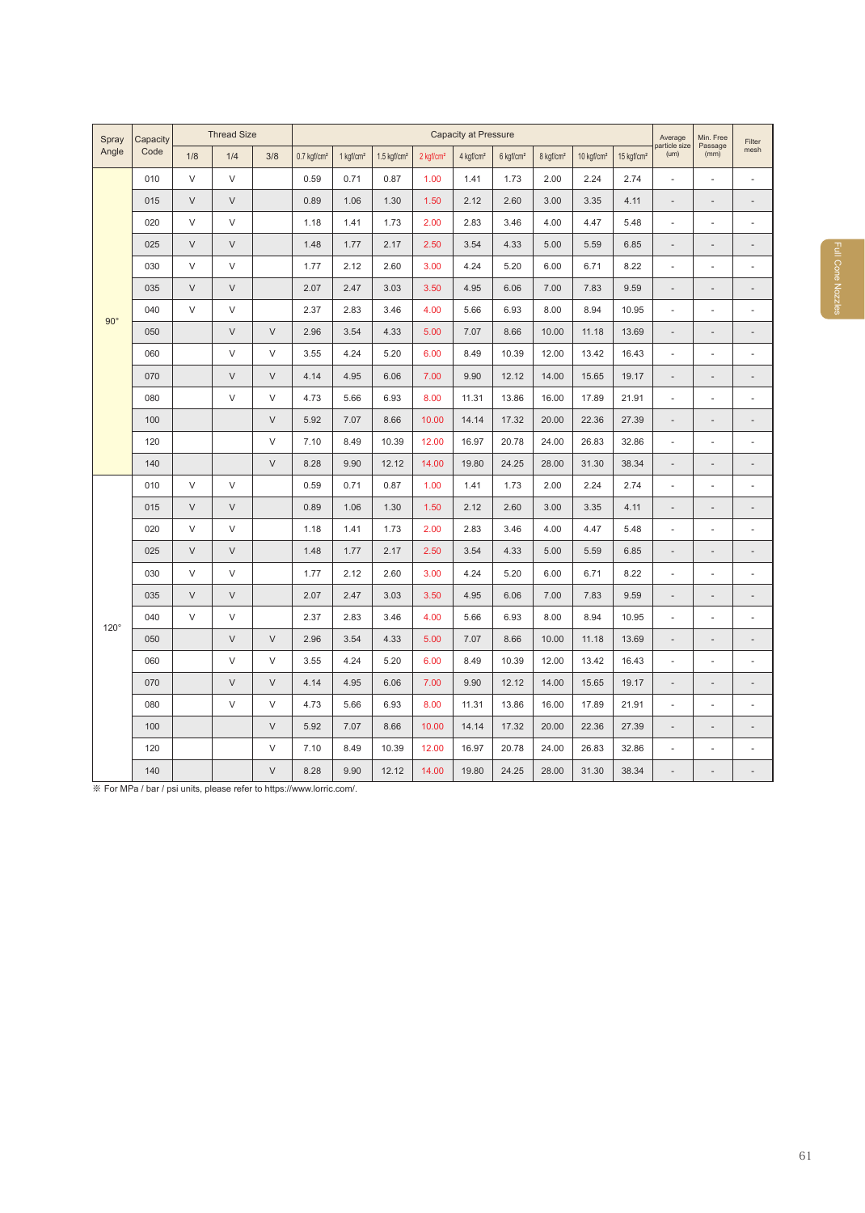| Spray Angle | Capacity Code | Thread Size | | | Capacity at Pressure | | | | | | | | | Average particle size (um) | Min. Free Passage (mm) | Filter mesh |
|---|---|---|---|---|---|---|---|---|---|---|---|---|---|---|---|---|
| | | 1/8 | 1/4 | 3/8 | 0.7 kgf/cm² | 1 kgf/cm² | 1.5 kgf/cm² | 2 kgf/cm² | 4 kgf/cm² | 6 kgf/cm² | 8 kgf/cm² | 10 kgf/cm² | 15 kgf/cm² | | | |
| 90° | 010 | V | V | | 0.59 | 0.71 | 0.87 | 1.00 | 1.41 | 1.73 | 2.00 | 2.24 | 2.74 | - | - | - |
| | 015 | V | V | | 0.89 | 1.06 | 1.30 | 1.50 | 2.12 | 2.60 | 3.00 | 3.35 | 4.11 | - | - | - |
| | 020 | V | V | | 1.18 | 1.41 | 1.73 | 2.00 | 2.83 | 3.46 | 4.00 | 4.47 | 5.48 | - | - | - |
| | 025 | V | V | | 1.48 | 1.77 | 2.17 | 2.50 | 3.54 | 4.33 | 5.00 | 5.59 | 6.85 | - | - | - |
| | 030 | V | V | | 1.77 | 2.12 | 2.60 | 3.00 | 4.24 | 5.20 | 6.00 | 6.71 | 8.22 | - | - | - |
| | 035 | V | V | | 2.07 | 2.47 | 3.03 | 3.50 | 4.95 | 6.06 | 7.00 | 7.83 | 9.59 | - | - | - |
| | 040 | V | V | | 2.37 | 2.83 | 3.46 | 4.00 | 5.66 | 6.93 | 8.00 | 8.94 | 10.95 | - | - | - |
| | 050 | | V | V | 2.96 | 3.54 | 4.33 | 5.00 | 7.07 | 8.66 | 10.00 | 11.18 | 13.69 | - | - | - |
| | 060 | | V | V | 3.55 | 4.24 | 5.20 | 6.00 | 8.49 | 10.39 | 12.00 | 13.42 | 16.43 | - | - | - |
| | 070 | | V | V | 4.14 | 4.95 | 6.06 | 7.00 | 9.90 | 12.12 | 14.00 | 15.65 | 19.17 | - | - | - |
| | 080 | | V | V | 4.73 | 5.66 | 6.93 | 8.00 | 11.31 | 13.86 | 16.00 | 17.89 | 21.91 | - | - | - |
| | 100 | | | V | 5.92 | 7.07 | 8.66 | 10.00 | 14.14 | 17.32 | 20.00 | 22.36 | 27.39 | - | - | - |
| | 120 | | | V | 7.10 | 8.49 | 10.39 | 12.00 | 16.97 | 20.78 | 24.00 | 26.83 | 32.86 | - | - | - |
| | 140 | | | V | 8.28 | 9.90 | 12.12 | 14.00 | 19.80 | 24.25 | 28.00 | 31.30 | 38.34 | - | - | - |
| 120° | 010 | V | V | | 0.59 | 0.71 | 0.87 | 1.00 | 1.41 | 1.73 | 2.00 | 2.24 | 2.74 | - | - | - |
| | 015 | V | V | | 0.89 | 1.06 | 1.30 | 1.50 | 2.12 | 2.60 | 3.00 | 3.35 | 4.11 | - | - | - |
| | 020 | V | V | | 1.18 | 1.41 | 1.73 | 2.00 | 2.83 | 3.46 | 4.00 | 4.47 | 5.48 | - | - | - |
| | 025 | V | V | | 1.48 | 1.77 | 2.17 | 2.50 | 3.54 | 4.33 | 5.00 | 5.59 | 6.85 | - | - | - |
| | 030 | V | V | | 1.77 | 2.12 | 2.60 | 3.00 | 4.24 | 5.20 | 6.00 | 6.71 | 8.22 | - | - | - |
| | 035 | V | V | | 2.07 | 2.47 | 3.03 | 3.50 | 4.95 | 6.06 | 7.00 | 7.83 | 9.59 | - | - | - |
| | 040 | V | V | | 2.37 | 2.83 | 3.46 | 4.00 | 5.66 | 6.93 | 8.00 | 8.94 | 10.95 | - | - | - |
| | 050 | | V | V | 2.96 | 3.54 | 4.33 | 5.00 | 7.07 | 8.66 | 10.00 | 11.18 | 13.69 | - | - | - |
| | 060 | | V | V | 3.55 | 4.24 | 5.20 | 6.00 | 8.49 | 10.39 | 12.00 | 13.42 | 16.43 | - | - | - |
| | 070 | | V | V | 4.14 | 4.95 | 6.06 | 7.00 | 9.90 | 12.12 | 14.00 | 15.65 | 19.17 | - | - | - |
| | 080 | | V | V | 4.73 | 5.66 | 6.93 | 8.00 | 11.31 | 13.86 | 16.00 | 17.89 | 21.91 | - | - | - |
| | 100 | | | V | 5.92 | 7.07 | 8.66 | 10.00 | 14.14 | 17.32 | 20.00 | 22.36 | 27.39 | - | - | - |
| | 120 | | | V | 7.10 | 8.49 | 10.39 | 12.00 | 16.97 | 20.78 | 24.00 | 26.83 | 32.86 | - | - | - |
| | 140 | | | V | 8.28 | 9.90 | 12.12 | 14.00 | 19.80 | 24.25 | 28.00 | 31.30 | 38.34 | - | - | - |

※ For MPa / bar / psi units, please refer to https://www.lorric.com/.